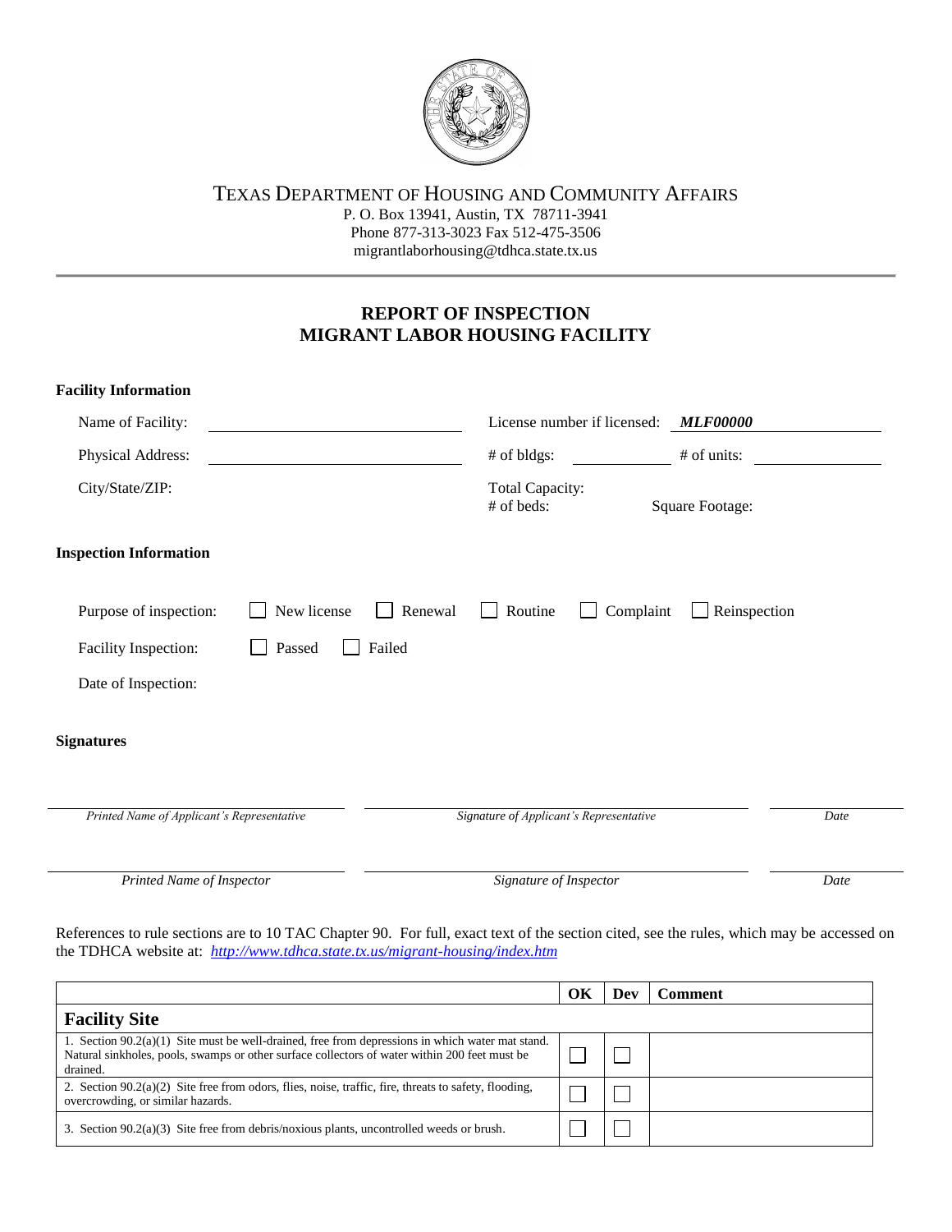TEXAS DEPARTMENT OF HOUSING AND COMMUNITY AFFAIRS
P. O. Box 13941, Austin, TX 78711-3941
Phone 877-313-3023 Fax 512-475-3506
migrantlaborhousing@tdhca.state.tx.us

# REPORT OF INSPECTION
# MIGRANT LABOR HOUSING FACILITY

**Facility Information**

Name of Facility: ____________________ License number if licensed: ***MLF00000***

Physical Address: ____________________ # of bldgs: __________ # of units: __________

City/State/ZIP: Total Capacity:
# of beds: Square Footage:

**Inspection Information**

Purpose of inspection: ☐ New license ☐ Renewal ☐ Routine ☐ Complaint ☐ Reinspection

Facility Inspection: ☐ Passed ☐ Failed

Date of Inspection:

**Signatures**

| *Printed Name of Applicant's Representative* | *Signature of Applicant's Representative* | *Date* |
|---|---|---|
| *Printed Name of Inspector* | *Signature of Inspector* | *Date* |

References to rule sections are to 10 TAC Chapter 90. For full, exact text of the section cited, see the rules, which may be accessed on the TDHCA website at: *http://www.tdhca.state.tx.us/migrant-housing/index.htm*

| | OK | Dev | Comment |
|---|---|---|---|
| **Facility Site** | | | |
| 1. Section 90.2(a)(1) Site must be well-drained, free from depressions in which water mat stand. Natural sinkholes, pools, swamps or other surface collectors of water within 200 feet must be drained. | ☐ | ☐ | |
| 2. Section 90.2(a)(2) Site free from odors, flies, noise, traffic, fire, threats to safety, flooding, overcrowding, or similar hazards. | ☐ | ☐ | |
| 3. Section 90.2(a)(3) Site free from debris/noxious plants, uncontrolled weeds or brush. | ☐ | ☐ | |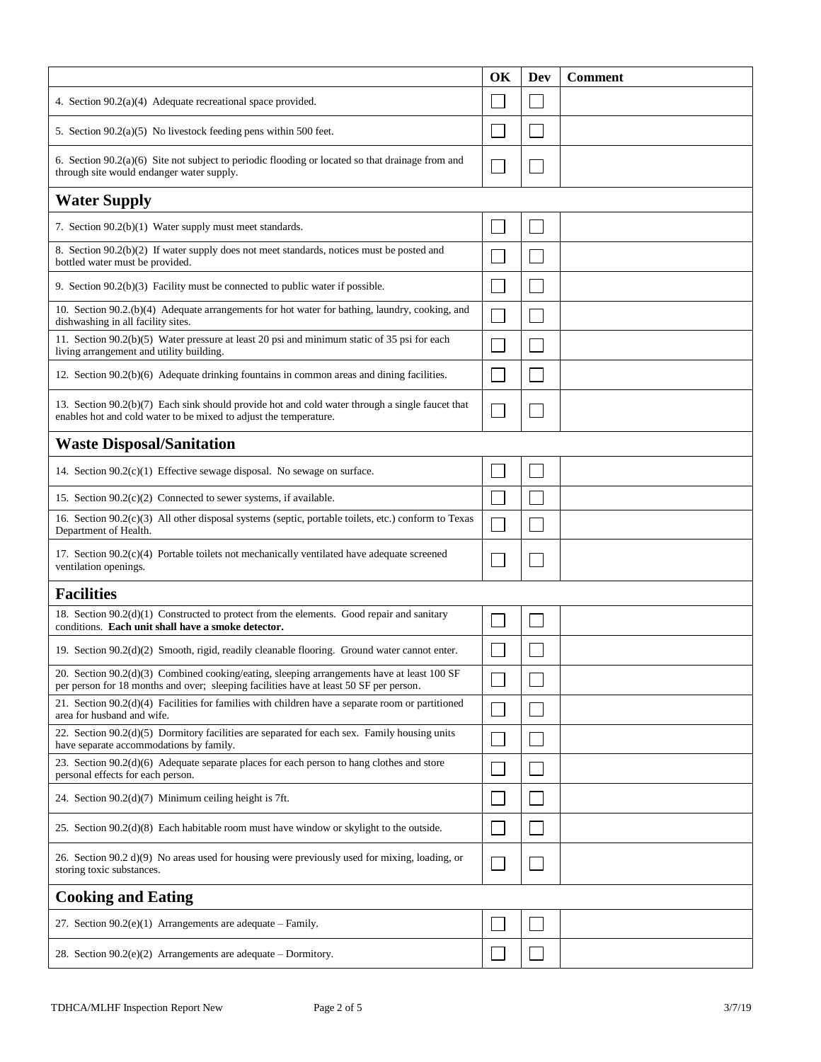| | OK | Dev | Comment |
|---|---|---|---|
| 4. Section 90.2(a)(4) Adequate recreational space provided. | ☐ | ☐ | |
| 5. Section 90.2(a)(5) No livestock feeding pens within 500 feet. | ☐ | ☐ | |
| 6. Section 90.2(a)(6) Site not subject to periodic flooding or located so that drainage from and through site would endanger water supply. | ☐ | ☐ | |
| **Water Supply** | | | |
| 7. Section 90.2(b)(1) Water supply must meet standards. | ☐ | ☐ | |
| 8. Section 90.2(b)(2) If water supply does not meet standards, notices must be posted and bottled water must be provided. | ☐ | ☐ | |
| 9. Section 90.2(b)(3) Facility must be connected to public water if possible. | ☐ | ☐ | |
| 10. Section 90.2.(b)(4) Adequate arrangements for hot water for bathing, laundry, cooking, and dishwashing in all facility sites. | ☐ | ☐ | |
| 11. Section 90.2(b)(5) Water pressure at least 20 psi and minimum static of 35 psi for each living arrangement and utility building. | ☐ | ☐ | |
| 12. Section 90.2(b)(6) Adequate drinking fountains in common areas and dining facilities. | ☐ | ☐ | |
| 13. Section 90.2(b)(7) Each sink should provide hot and cold water through a single faucet that enables hot and cold water to be mixed to adjust the temperature. | ☐ | ☐ | |
| **Waste Disposal/Sanitation** | | | |
| 14. Section 90.2(c)(1) Effective sewage disposal. No sewage on surface. | ☐ | ☐ | |
| 15. Section 90.2(c)(2) Connected to sewer systems, if available. | ☐ | ☐ | |
| 16. Section 90.2(c)(3) All other disposal systems (septic, portable toilets, etc.) conform to Texas Department of Health. | ☐ | ☐ | |
| 17. Section 90.2(c)(4) Portable toilets not mechanically ventilated have adequate screened ventilation openings. | ☐ | ☐ | |
| **Facilities** | | | |
| 18. Section 90.2(d)(1) Constructed to protect from the elements. Good repair and sanitary conditions. **Each unit shall have a smoke detector.** | ☐ | ☐ | |
| 19. Section 90.2(d)(2) Smooth, rigid, readily cleanable flooring. Ground water cannot enter. | ☐ | ☐ | |
| 20. Section 90.2(d)(3) Combined cooking/eating, sleeping arrangements have at least 100 SF per person for 18 months and over; sleeping facilities have at least 50 SF per person. | ☐ | ☐ | |
| 21. Section 90.2(d)(4) Facilities for families with children have a separate room or partitioned area for husband and wife. | ☐ | ☐ | |
| 22. Section 90.2(d)(5) Dormitory facilities are separated for each sex. Family housing units have separate accommodations by family. | ☐ | ☐ | |
| 23. Section 90.2(d)(6) Adequate separate places for each person to hang clothes and store personal effects for each person. | ☐ | ☐ | |
| 24. Section 90.2(d)(7) Minimum ceiling height is 7ft. | ☐ | ☐ | |
| 25. Section 90.2(d)(8) Each habitable room must have window or skylight to the outside. | ☐ | ☐ | |
| 26. Section 90.2 d)(9) No areas used for housing were previously used for mixing, loading, or storing toxic substances. | ☐ | ☐ | |
| **Cooking and Eating** | | | |
| 27. Section 90.2(e)(1) Arrangements are adequate – Family. | ☐ | ☐ | |
| 28. Section 90.2(e)(2) Arrangements are adequate – Dormitory. | ☐ | ☐ | |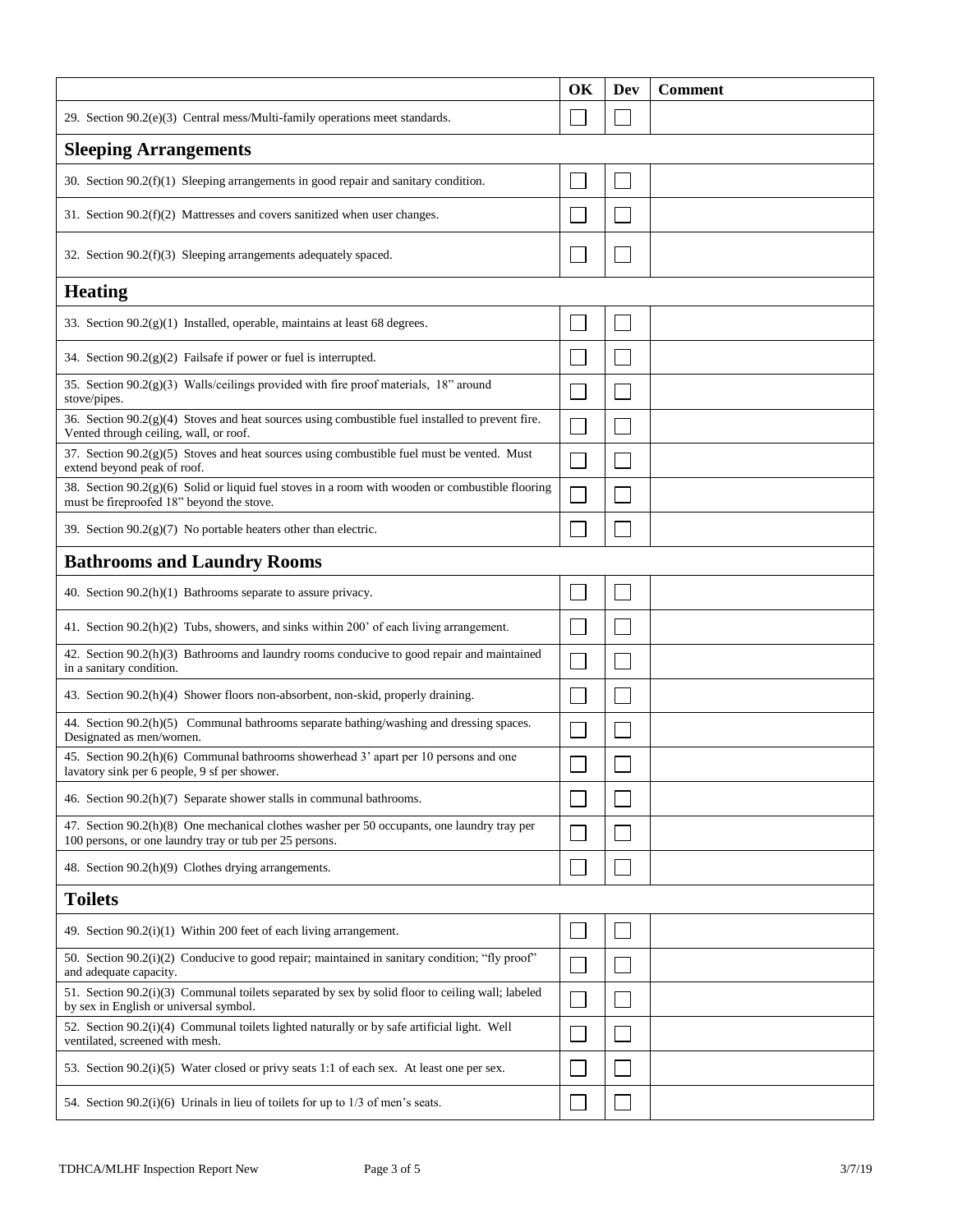| | OK | Dev | Comment |
|---|---|---|---|
| 29. Section 90.2(e)(3) Central mess/Multi-family operations meet standards. | ☐ | ☐ | |
| **Sleeping Arrangements** | | | |
| 30. Section 90.2(f)(1) Sleeping arrangements in good repair and sanitary condition. | ☐ | ☐ | |
| 31. Section 90.2(f)(2) Mattresses and covers sanitized when user changes. | ☐ | ☐ | |
| 32. Section 90.2(f)(3) Sleeping arrangements adequately spaced. | ☐ | ☐ | |
| **Heating** | | | |
| 33. Section 90.2(g)(1) Installed, operable, maintains at least 68 degrees. | ☐ | ☐ | |
| 34. Section 90.2(g)(2) Failsafe if power or fuel is interrupted. | ☐ | ☐ | |
| 35. Section 90.2(g)(3) Walls/ceilings provided with fire proof materials, 18" around stove/pipes. | ☐ | ☐ | |
| 36. Section 90.2(g)(4) Stoves and heat sources using combustible fuel installed to prevent fire. Vented through ceiling, wall, or roof. | ☐ | ☐ | |
| 37. Section 90.2(g)(5) Stoves and heat sources using combustible fuel must be vented. Must extend beyond peak of roof. | ☐ | ☐ | |
| 38. Section 90.2(g)(6) Solid or liquid fuel stoves in a room with wooden or combustible flooring must be fireproofed 18" beyond the stove. | ☐ | ☐ | |
| 39. Section 90.2(g)(7) No portable heaters other than electric. | ☐ | ☐ | |
| **Bathrooms and Laundry Rooms** | | | |
| 40. Section 90.2(h)(1) Bathrooms separate to assure privacy. | ☐ | ☐ | |
| 41. Section 90.2(h)(2) Tubs, showers, and sinks within 200' of each living arrangement. | ☐ | ☐ | |
| 42. Section 90.2(h)(3) Bathrooms and laundry rooms conducive to good repair and maintained in a sanitary condition. | ☐ | ☐ | |
| 43. Section 90.2(h)(4) Shower floors non-absorbent, non-skid, properly draining. | ☐ | ☐ | |
| 44. Section 90.2(h)(5) Communal bathrooms separate bathing/washing and dressing spaces. Designated as men/women. | ☐ | ☐ | |
| 45. Section 90.2(h)(6) Communal bathrooms showerhead 3' apart per 10 persons and one lavatory sink per 6 people, 9 sf per shower. | ☐ | ☐ | |
| 46. Section 90.2(h)(7) Separate shower stalls in communal bathrooms. | ☐ | ☐ | |
| 47. Section 90.2(h)(8) One mechanical clothes washer per 50 occupants, one laundry tray per 100 persons, or one laundry tray or tub per 25 persons. | ☐ | ☐ | |
| 48. Section 90.2(h)(9) Clothes drying arrangements. | ☐ | ☐ | |
| **Toilets** | | | |
| 49. Section 90.2(i)(1) Within 200 feet of each living arrangement. | ☐ | ☐ | |
| 50. Section 90.2(i)(2) Conducive to good repair; maintained in sanitary condition; "fly proof" and adequate capacity. | ☐ | ☐ | |
| 51. Section 90.2(i)(3) Communal toilets separated by sex by solid floor to ceiling wall; labeled by sex in English or universal symbol. | ☐ | ☐ | |
| 52. Section 90.2(i)(4) Communal toilets lighted naturally or by safe artificial light. Well ventilated, screened with mesh. | ☐ | ☐ | |
| 53. Section 90.2(i)(5) Water closed or privy seats 1:1 of each sex. At least one per sex. | ☐ | ☐ | |
| 54. Section 90.2(i)(6) Urinals in lieu of toilets for up to 1/3 of men's seats. | ☐ | ☐ | |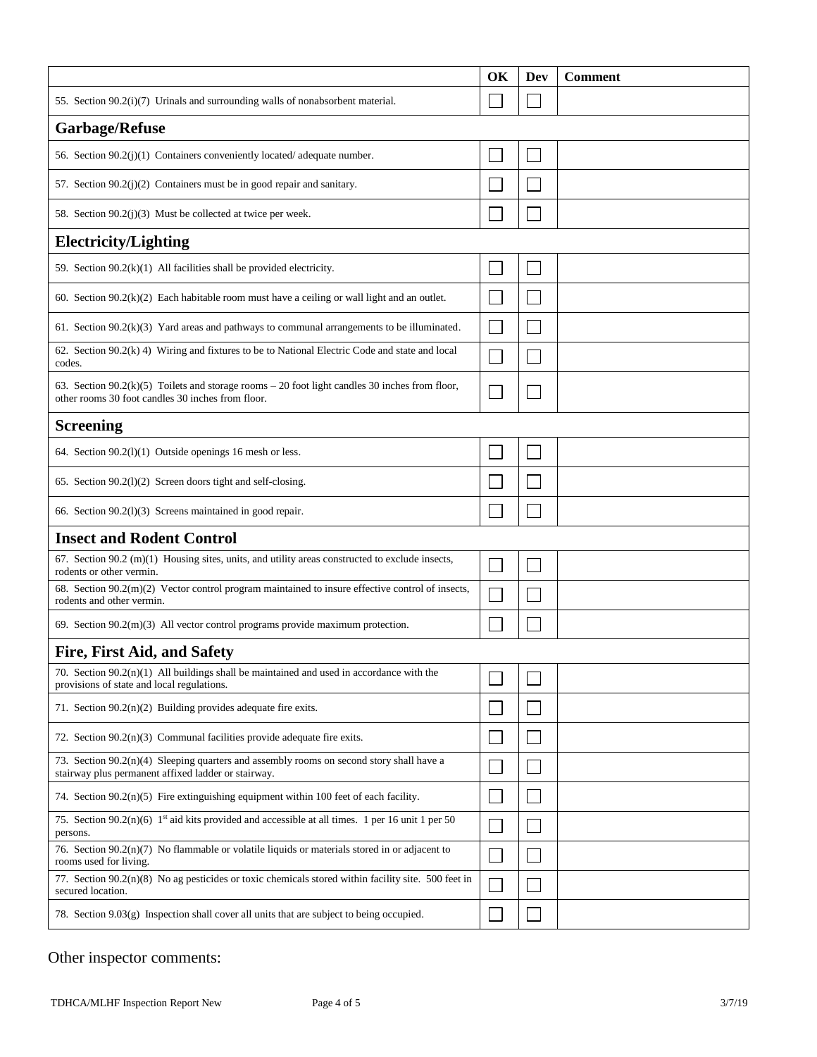| | OK | Dev | Comment |
|---|---|---|---|
| 55. Section 90.2(i)(7) Urinals and surrounding walls of nonabsorbent material. | ☐ | ☐ | |
| **Garbage/Refuse** | | | |
| 56. Section 90.2(j)(1) Containers conveniently located/ adequate number. | ☐ | ☐ | |
| 57. Section 90.2(j)(2) Containers must be in good repair and sanitary. | ☐ | ☐ | |
| 58. Section 90.2(j)(3) Must be collected at twice per week. | ☐ | ☐ | |
| **Electricity/Lighting** | | | |
| 59. Section 90.2(k)(1) All facilities shall be provided electricity. | ☐ | ☐ | |
| 60. Section 90.2(k)(2) Each habitable room must have a ceiling or wall light and an outlet. | ☐ | ☐ | |
| 61. Section 90.2(k)(3) Yard areas and pathways to communal arrangements to be illuminated. | ☐ | ☐ | |
| 62. Section 90.2(k) 4) Wiring and fixtures to be to National Electric Code and state and local codes. | ☐ | ☐ | |
| 63. Section 90.2(k)(5) Toilets and storage rooms – 20 foot light candles 30 inches from floor, other rooms 30 foot candles 30 inches from floor. | ☐ | ☐ | |
| **Screening** | | | |
| 64. Section 90.2(l)(1) Outside openings 16 mesh or less. | ☐ | ☐ | |
| 65. Section 90.2(l)(2) Screen doors tight and self-closing. | ☐ | ☐ | |
| 66. Section 90.2(l)(3) Screens maintained in good repair. | ☐ | ☐ | |
| **Insect and Rodent Control** | | | |
| 67. Section 90.2 (m)(1) Housing sites, units, and utility areas constructed to exclude insects, rodents or other vermin. | ☐ | ☐ | |
| 68. Section 90.2(m)(2) Vector control program maintained to insure effective control of insects, rodents and other vermin. | ☐ | ☐ | |
| 69. Section 90.2(m)(3) All vector control programs provide maximum protection. | ☐ | ☐ | |
| **Fire, First Aid, and Safety** | | | |
| 70. Section 90.2(n)(1) All buildings shall be maintained and used in accordance with the provisions of state and local regulations. | ☐ | ☐ | |
| 71. Section 90.2(n)(2) Building provides adequate fire exits. | ☐ | ☐ | |
| 72. Section 90.2(n)(3) Communal facilities provide adequate fire exits. | ☐ | ☐ | |
| 73. Section 90.2(n)(4) Sleeping quarters and assembly rooms on second story shall have a stairway plus permanent affixed ladder or stairway. | ☐ | ☐ | |
| 74. Section 90.2(n)(5) Fire extinguishing equipment within 100 feet of each facility. | ☐ | ☐ | |
| 75. Section 90.2(n)(6) 1st aid kits provided and accessible at all times. 1 per 16 unit 1 per 50 persons. | ☐ | ☐ | |
| 76. Section 90.2(n)(7) No flammable or volatile liquids or materials stored in or adjacent to rooms used for living. | ☐ | ☐ | |
| 77. Section 90.2(n)(8) No ag pesticides or toxic chemicals stored within facility site. 500 feet in secured location. | ☐ | ☐ | |
| 78. Section 9.03(g) Inspection shall cover all units that are subject to being occupied. | ☐ | ☐ | |

Other inspector comments: